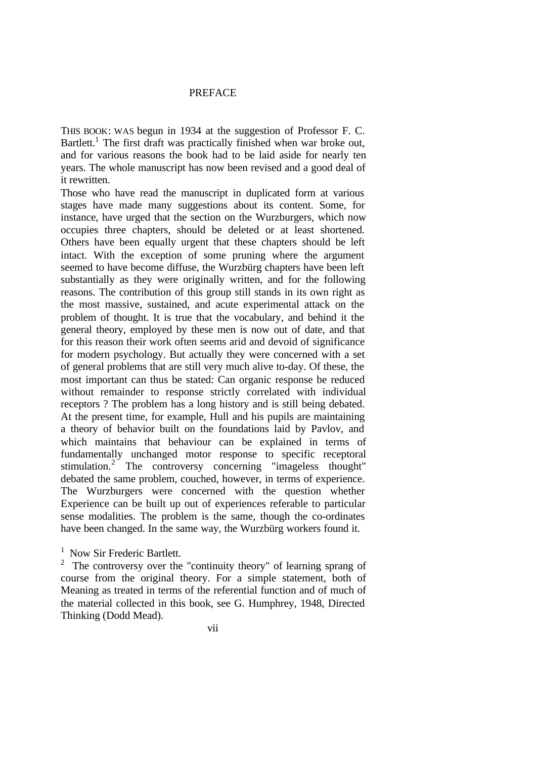# PREFACE

THIS BOOK: WAS begun in 1934 at the suggestion of Professor F. C. Bartlett.[1] The first draft was practically finished when war broke out, and for various reasons the book had to be laid aside for nearly ten years. The whole manuscript has now been revised and a good deal of it rewritten.

Those who have read the manuscript in duplicated form at various stages have made many suggestions about its content. Some, for instance, have urged that the section on the Wurzburgers, which now occupies three chapters, should be deleted or at least shortened. Others have been equally urgent that these chapters should be left intact. With the exception of some pruning where the argument seemed to have become diffuse, the Wurzbürg chapters have been left substantially as they were originally written, and for the following reasons. The contribution of this group still stands in its own right as the most massive, sustained, and acute experimental attack on the problem of thought. It is true that the vocabulary, and behind it the general theory, employed by these men is now out of date, and that for this reason their work often seems arid and devoid of significance for modern psychology. But actually they were concerned with a set of general problems that are still very much alive to-day. Of these, the most important can thus be stated: Can organic response be reduced without remainder to response strictly correlated with individual receptors ? The problem has a long history and is still being debated. At the present time, for example, Hull and his pupils are maintaining a theory of behavior built on the foundations laid by Pavlov, and which maintains that behaviour can be explained in terms of fundamentally unchanged motor response to specific receptoral stimulation.[2] The controversy concerning "imageless thought" debated the same problem, couched, however, in terms of experience. The Wurzburgers were concerned with the question whether Experience can be built up out of experiences referable to particular sense modalities. The problem is the same, though the co-ordinates have been changed. In the same way, the Wurzbürg workers found it.

[1] Now Sir Frederic Bartlett.

[2] The controversy over the "continuity theory" of learning sprang of course from the original theory. For a simple statement, both of Meaning as treated in terms of the referential function and of much of the material collected in this book, see G. Humphrey, 1948, Directed Thinking (Dodd Mead).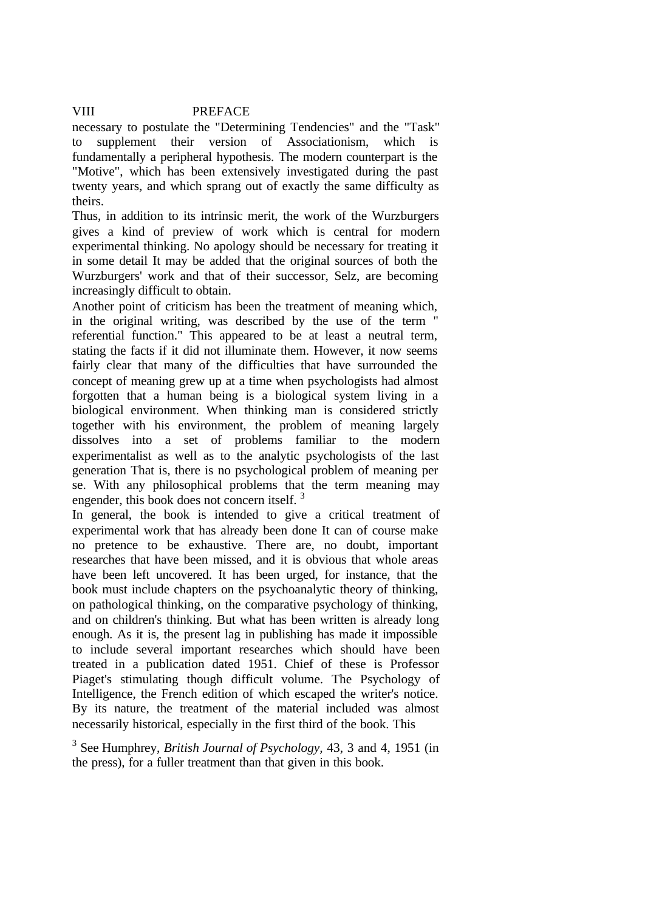necessary to postulate the "Determining Tendencies" and the "Task" to supplement their version of Associationism, which is fundamentally a peripheral hypothesis. The modern counterpart is the "Motive", which has been extensively investigated during the past twenty years, and which sprang out of exactly the same difficulty as theirs.

Thus, in addition to its intrinsic merit, the work of the Wurzburgers gives a kind of preview of work which is central for modern experimental thinking. No apology should be necessary for treating it in some detail It may be added that the original sources of both the Wurzburgers' work and that of their successor, Selz, are becoming increasingly difficult to obtain.

Another point of criticism has been the treatment of meaning which, in the original writing, was described by the use of the term " referential function." This appeared to be at least a neutral term, stating the facts if it did not illuminate them. However, it now seems fairly clear that many of the difficulties that have surrounded the concept of meaning grew up at a time when psychologists had almost forgotten that a human being is a biological system living in a biological environment. When thinking man is considered strictly together with his environment, the problem of meaning largely dissolves into a set of problems familiar to the modern experimentalist as well as to the analytic psychologists of the last generation That is, there is no psychological problem of meaning per se. With any philosophical problems that the term meaning may engender, this book does not concern itself. [3]

In general, the book is intended to give a critical treatment of experimental work that has already been done It can of course make no pretence to be exhaustive. There are, no doubt, important researches that have been missed, and it is obvious that whole areas have been left uncovered. It has been urged, for instance, that the book must include chapters on the psychoanalytic theory of thinking, on pathological thinking, on the comparative psychology of thinking, and on children's thinking. But what has been written is already long enough. As it is, the present lag in publishing has made it impossible to include several important researches which should have been treated in a publication dated 1951. Chief of these is Professor Piaget's stimulating though difficult volume. The Psychology of Intelligence, the French edition of which escaped the writer's notice. By its nature, the treatment of the material included was almost necessarily historical, especially in the first third of the book. This

[3] See Humphrey, *British Journal of Psychology,* 43, 3 and 4, 1951 (in the press), for a fuller treatment than that given in this book.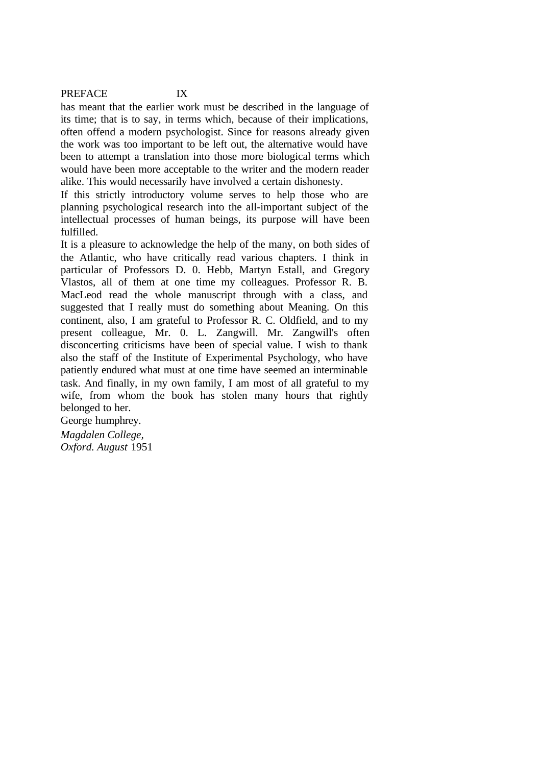has meant that the earlier work must be described in the language of its time; that is to say, in terms which, because of their implications, often offend a modern psychologist. Since for reasons already given the work was too important to be left out, the alternative would have been to attempt a translation into those more biological terms which would have been more acceptable to the writer and the modern reader alike. This would necessarily have involved a certain dishonesty.

If this strictly introductory volume serves to help those who are planning psychological research into the all-important subject of the intellectual processes of human beings, its purpose will have been fulfilled.

It is a pleasure to acknowledge the help of the many, on both sides of the Atlantic, who have critically read various chapters. I think in particular of Professors D. 0. Hebb, Martyn Estall, and Gregory Vlastos, all of them at one time my colleagues. Professor R. B. MacLeod read the whole manuscript through with a class, and suggested that I really must do something about Meaning. On this continent, also, I am grateful to Professor R. C. Oldfield, and to my present colleague, Mr. 0. L. Zangwill. Mr. Zangwill's often disconcerting criticisms have been of special value. I wish to thank also the staff of the Institute of Experimental Psychology, who have patiently endured what must at one time have seemed an interminable task. And finally, in my own family, I am most of all grateful to my wife, from whom the book has stolen many hours that rightly belonged to her.

George humphrey.

*Magdalen College,*
*Oxford. August* 1951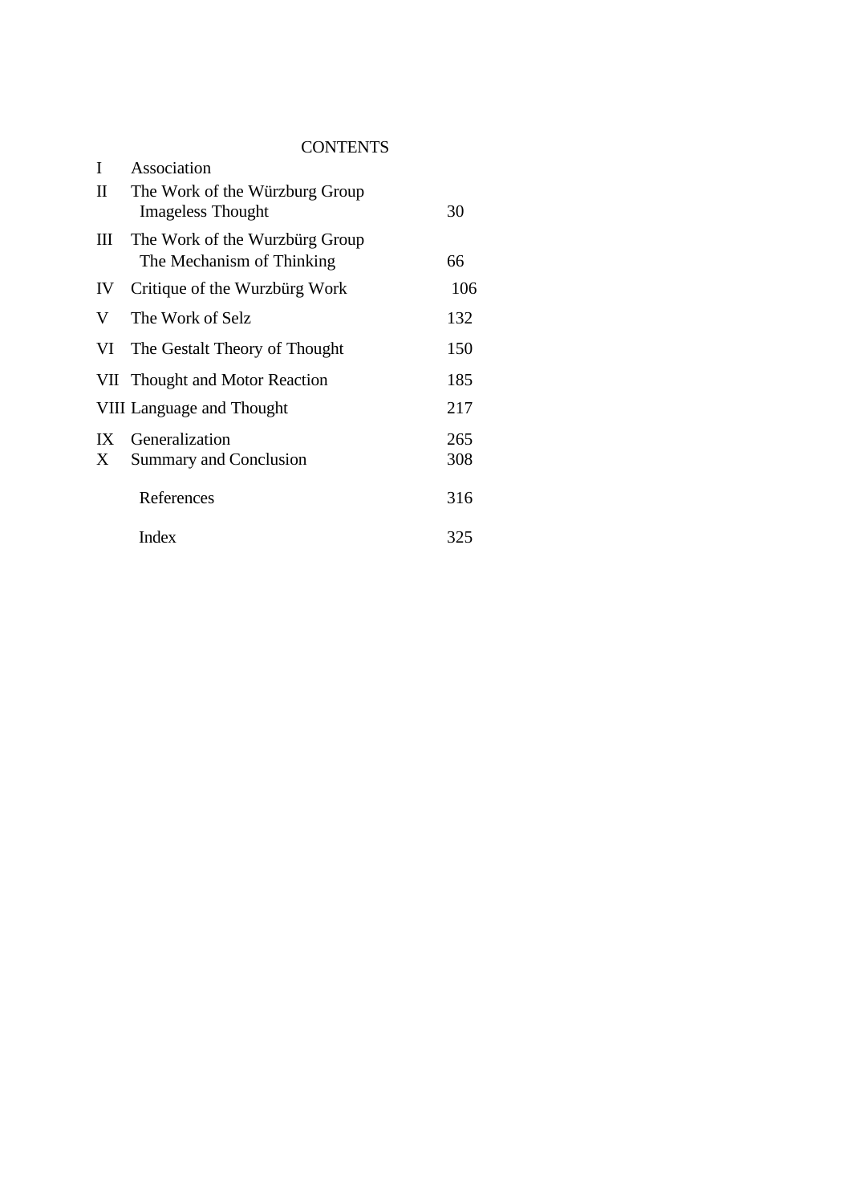# CONTENTS

| | | |
|---|---|---|
| I | Association | |
| II | The Work of the Würzburg Group<br>Imageless Thought | 30 |
| III | The Work of the Wurzbürg Group<br>The Mechanism of Thinking | 66 |
| IV | Critique of the Wurzbürg Work | 106 |
| V | The Work of Selz | 132 |
| VI | The Gestalt Theory of Thought | 150 |
| VII | Thought and Motor Reaction | 185 |
| VIII | Language and Thought | 217 |
| IX | Generalization | 265 |
| X | Summary and Conclusion | 308 |
| | References | 316 |
| | Index | 325 |